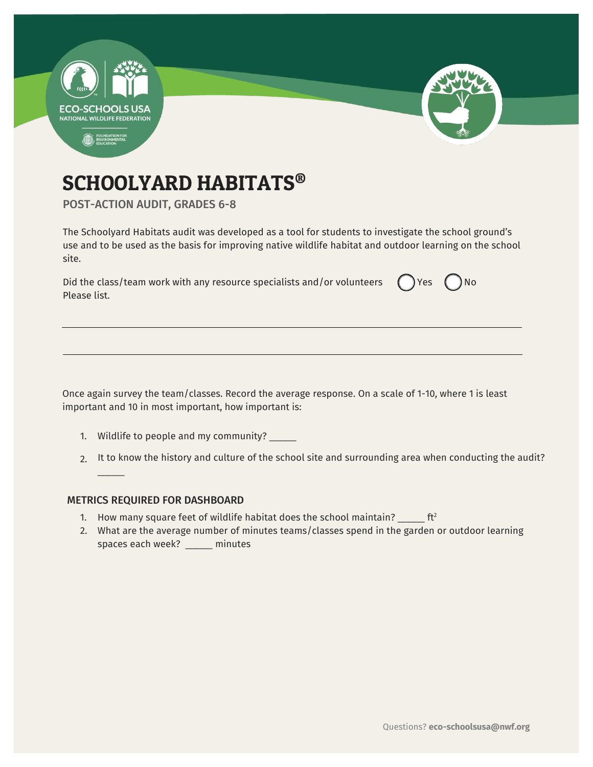# SCHOOLYARD HABITATS®

## POST-ACTION AUDIT, GRADES 6-8

The Schoolyard Habitats audit was developed as a tool for students to investigate the school ground's use and to be used as the basis for improving native wildlife habitat and outdoor learning on the school site.

Did the class/team work with any resource specialists and/or volunteers ◯ Yes ◯ No
Please list.

\_\_\_\_\_\_\_\_\_\_\_\_\_\_\_\_\_\_\_\_\_\_\_\_\_\_\_\_\_\_\_\_\_\_\_\_\_\_\_\_\_\_\_\_\_\_\_\_\_\_\_\_\_\_\_\_\_\_\_\_\_\_\_\_\_\_

\_\_\_\_\_\_\_\_\_\_\_\_\_\_\_\_\_\_\_\_\_\_\_\_\_\_\_\_\_\_\_\_\_\_\_\_\_\_\_\_\_\_\_\_\_\_\_\_\_\_\_\_\_\_\_\_\_\_\_\_\_\_\_\_\_\_

Once again survey the team/classes. Record the average response. On a scale of 1-10, where 1 is least important and 10 in most important, how important is:

1. Wildlife to people and my community? \_\_\_\_\_
2. It to know the history and culture of the school site and surrounding area when conducting the audit? \_\_\_\_\_

### METRICS REQUIRED FOR DASHBOARD

1. How many square feet of wildlife habitat does the school maintain? \_\_\_\_\_ $ft^2$
2. What are the average number of minutes teams/classes spend in the garden or outdoor learning spaces each week? \_\_\_\_\_ minutes

Questions? **eco-schoolsusa@nwf.org**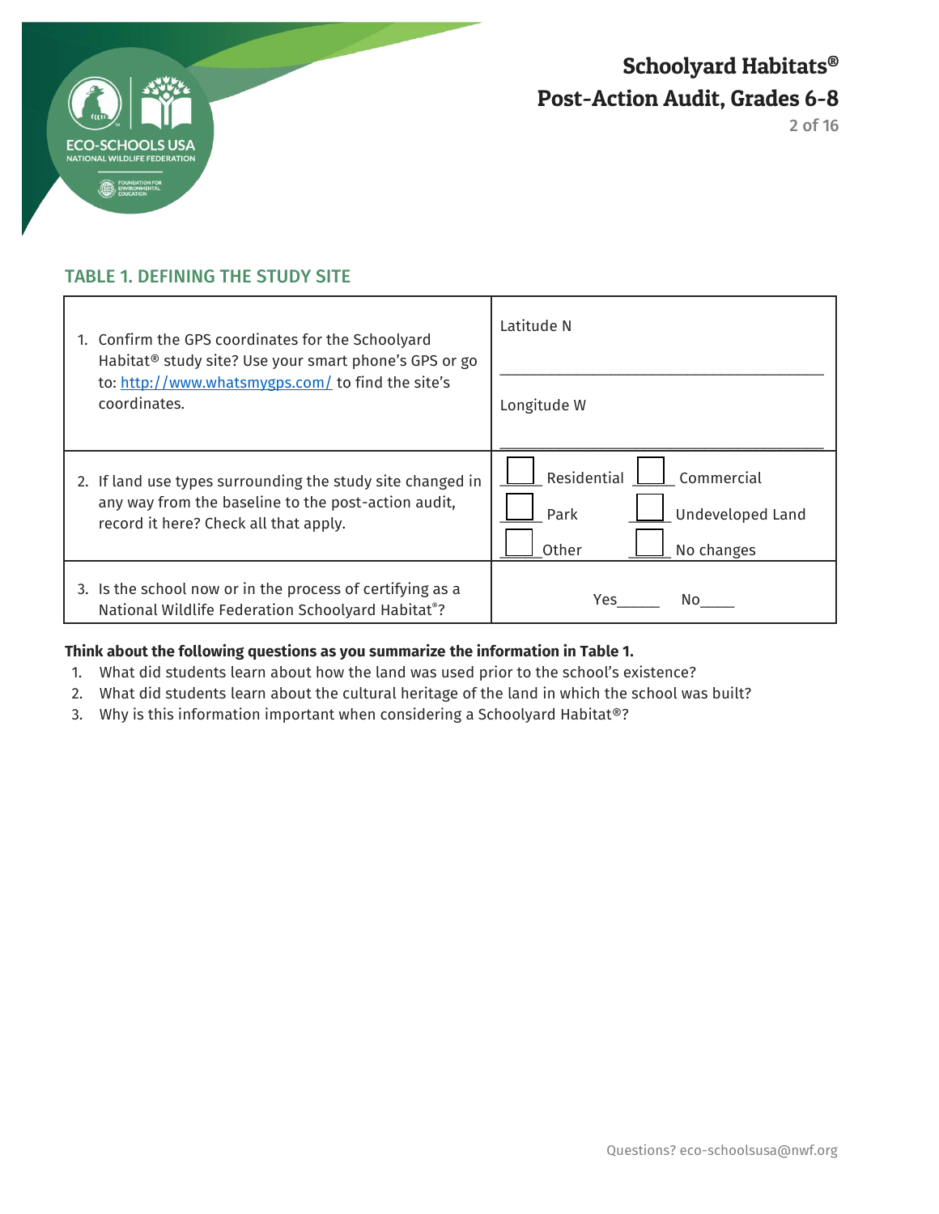## TABLE 1. DEFINING THE STUDY SITE

| | |
|---|---|
| 1. Confirm the GPS coordinates for the Schoolyard Habitat® study site? Use your smart phone's GPS or go to: [http://www.whatsmygps.com/](http://www.whatsmygps.com/) to find the site's coordinates. | Latitude N ______________________________ Longitude W ______________________________ |
| 2. If land use types surrounding the study site changed in any way from the baseline to the post-action audit, record it here? Check all that apply. | ☐ Residential ☐ Commercial ☐ Park ☐ Undeveloped Land ☐ Other ☐ No changes |
| 3. Is the school now or in the process of certifying as a National Wildlife Federation Schoolyard Habitat®? | Yes_____ No____ |

**Think about the following questions as you summarize the information in Table 1.**

1. What did students learn about how the land was used prior to the school's existence?
2. What did students learn about the cultural heritage of the land in which the school was built?
3. Why is this information important when considering a Schoolyard Habitat®?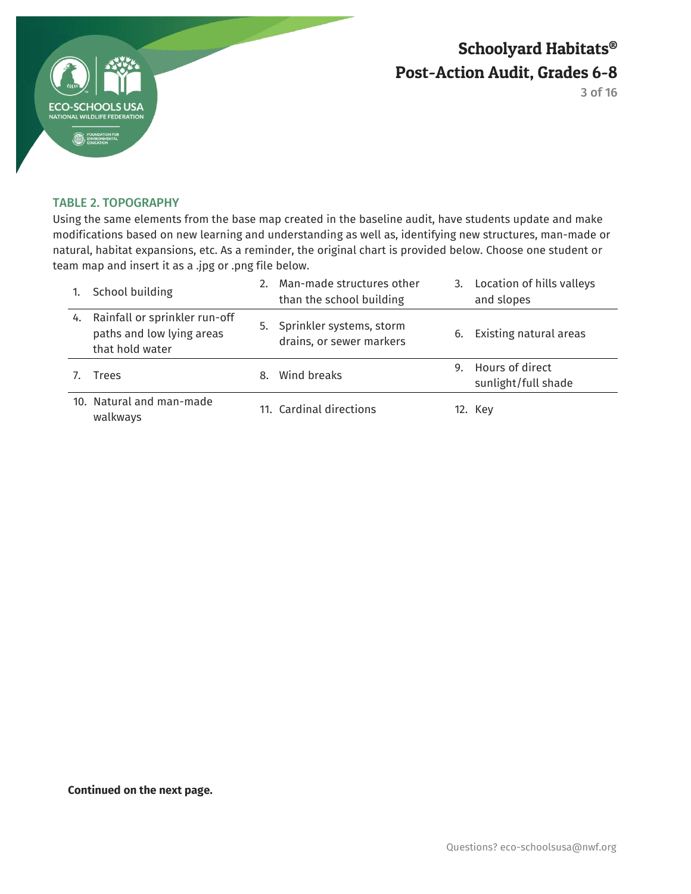### TABLE 2. TOPOGRAPHY

Using the same elements from the base map created in the baseline audit, have students update and make modifications based on new learning and understanding as well as, identifying new structures, man-made or natural, habitat expansions, etc. As a reminder, the original chart is provided below. Choose one student or team map and insert it as a .jpg or .png file below.

| | | |
|---|---|---|
| 1. School building | 2. Man-made structures other than the school building | 3. Location of hills valleys and slopes |
| 4. Rainfall or sprinkler run-off paths and low lying areas that hold water | 5. Sprinkler systems, storm drains, or sewer markers | 6. Existing natural areas |
| 7. Trees | 8. Wind breaks | 9. Hours of direct sunlight/full shade |
| 10. Natural and man-made walkways | 11. Cardinal directions | 12. Key |

**Continued on the next page.**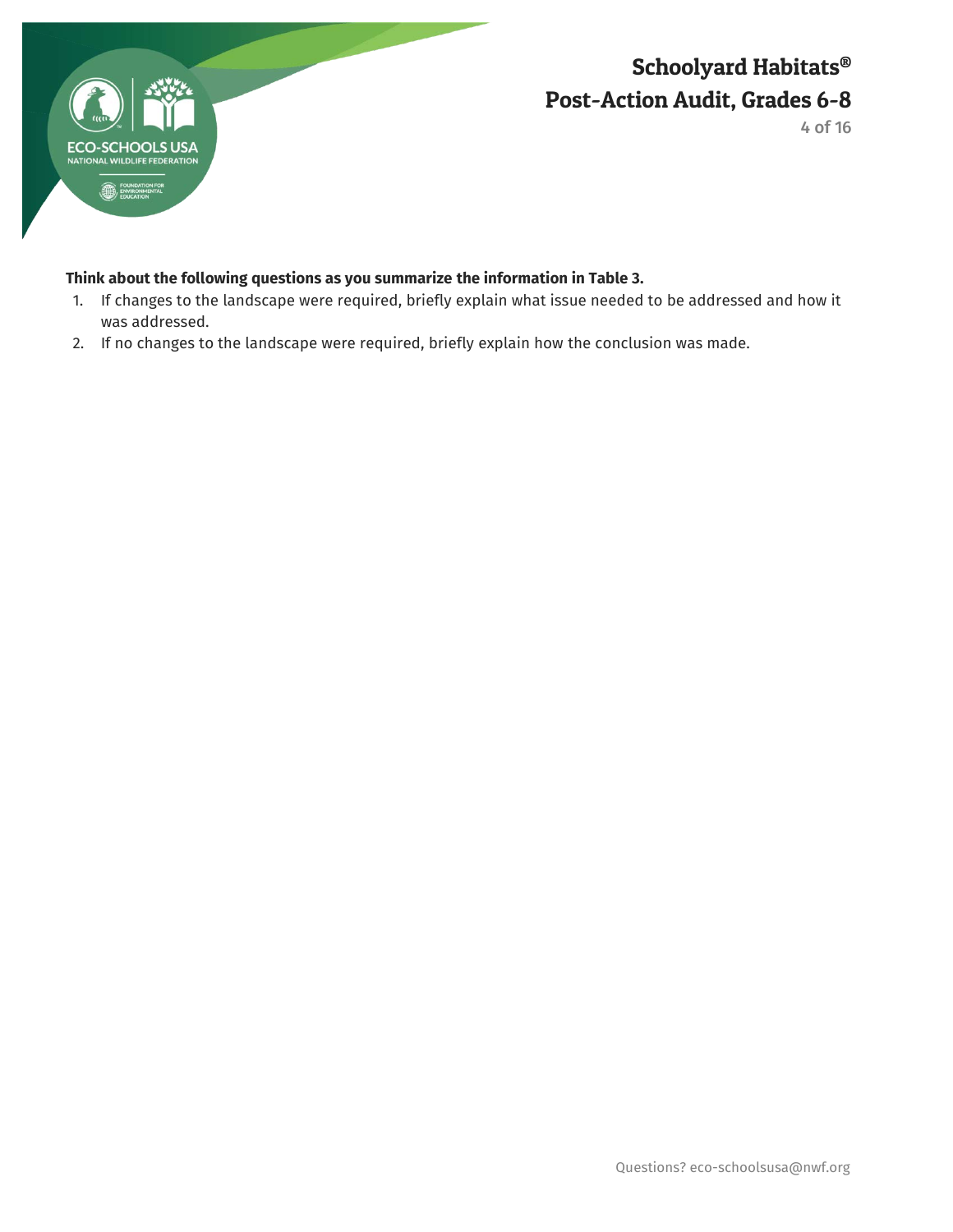**Think about the following questions as you summarize the information in Table 3.**

1. If changes to the landscape were required, briefly explain what issue needed to be addressed and how it was addressed.
2. If no changes to the landscape were required, briefly explain how the conclusion was made.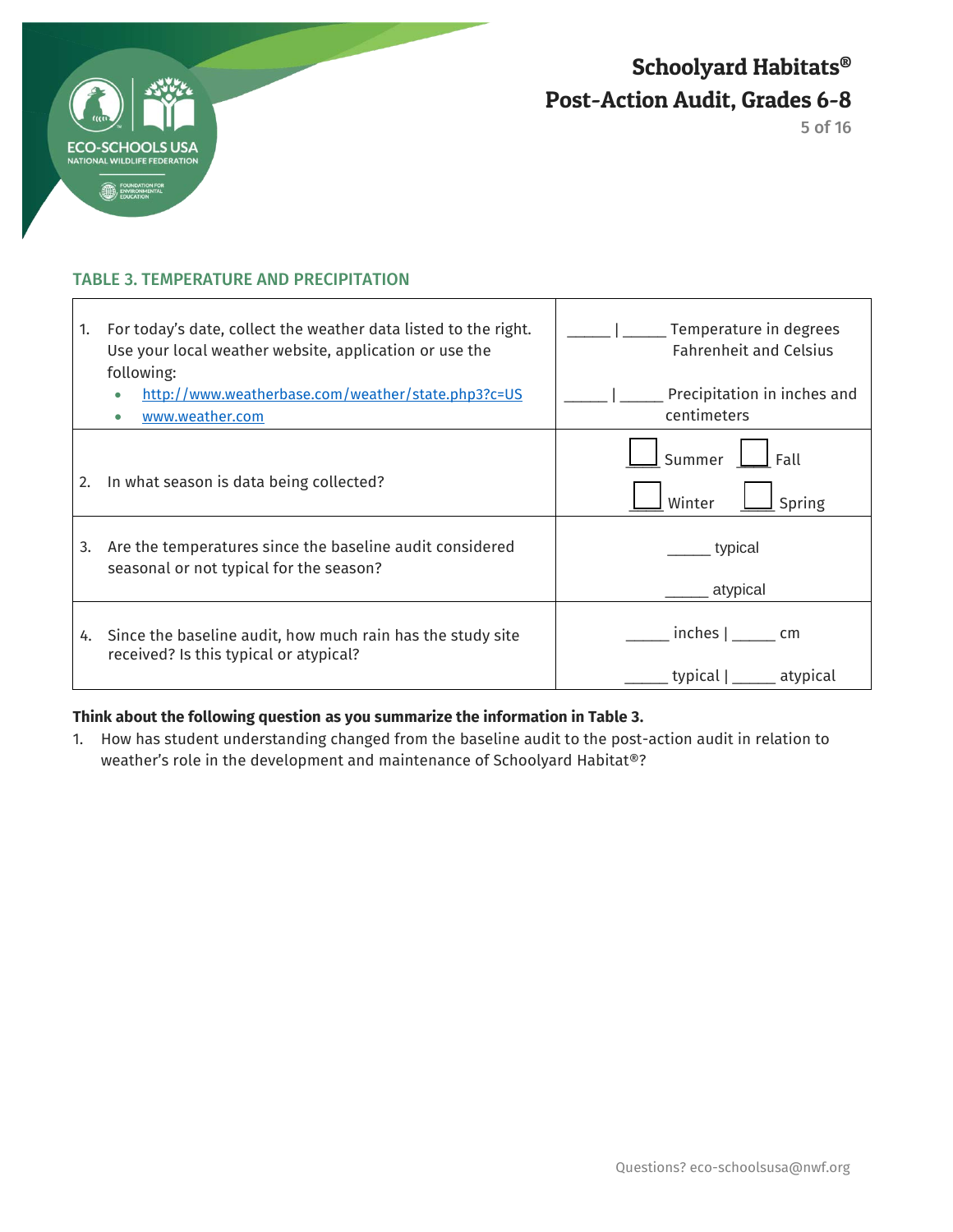### TABLE 3. TEMPERATURE AND PRECIPITATION

| | |
|---|---|
| 1. For today's date, collect the weather data listed to the right. Use your local weather website, application or use the following:<br>• [http://www.weatherbase.com/weather/state.php3?c=US](http://www.weatherbase.com/weather/state.php3?c=US)<br>• [www.weather.com](www.weather.com) | _____ \| _____ Temperature in degrees Fahrenheit and Celsius<br><br>_____ \| _____ Precipitation in inches and centimeters |
| 2. In what season is data being collected? | ☐ Summer ☐ Fall<br>☐ Winter ☐ Spring |
| 3. Are the temperatures since the baseline audit considered seasonal or not typical for the season? | _____ typical<br><br>_____ atypical |
| 4. Since the baseline audit, how much rain has the study site received? Is this typical or atypical? | _____ inches \| _____ cm<br><br>_____ typical \| _____ atypical |

**Think about the following question as you summarize the information in Table 3.**

1. How has student understanding changed from the baseline audit to the post-action audit in relation to weather's role in the development and maintenance of Schoolyard Habitat®?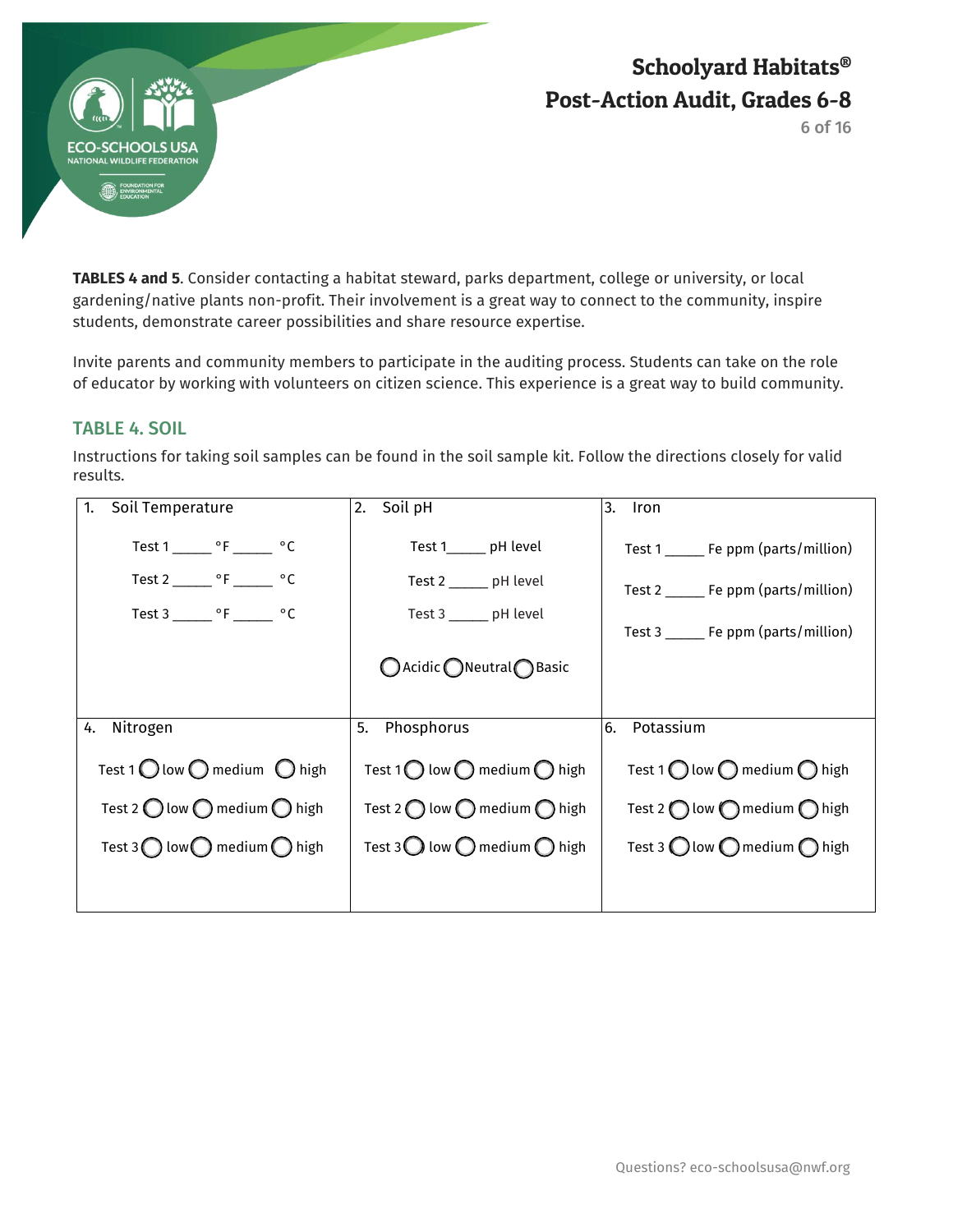**TABLES 4 and 5**. Consider contacting a habitat steward, parks department, college or university, or local gardening/native plants non-profit. Their involvement is a great way to connect to the community, inspire students, demonstrate career possibilities and share resource expertise.

Invite parents and community members to participate in the auditing process. Students can take on the role of educator by working with volunteers on citizen science. This experience is a great way to build community.

## TABLE 4. SOIL

Instructions for taking soil samples can be found in the soil sample kit. Follow the directions closely for valid results.

| 1. Soil Temperature | 2. Soil pH | 3. Iron |
|---|---|---|
| Test 1 _____ °F _____ °C<br>Test 2 _____ °F _____ °C<br>Test 3 _____ °F _____ °C | Test 1_____ pH level<br>Test 2 _____ pH level<br>Test 3 _____ pH level<br>◯ Acidic ◯ Neutral ◯ Basic | Test 1 _____ Fe ppm (parts/million)<br>Test 2 _____ Fe ppm (parts/million)<br>Test 3 _____ Fe ppm (parts/million) |
| **4. Nitrogen** | **5. Phosphorus** | **6. Potassium** |
| Test 1 ◯ low ◯ medium ◯ high<br>Test 2 ◯ low ◯ medium ◯ high<br>Test 3 ◯ low ◯ medium ◯ high | Test 1 ◯ low ◯ medium ◯ high<br>Test 2 ◯ low ◯ medium ◯ high<br>Test 3 ◯ low ◯ medium ◯ high | Test 1 ◯ low ◯ medium ◯ high<br>Test 2 ◯ low ◯ medium ◯ high<br>Test 3 ◯ low ◯ medium ◯ high |

Questions? eco-schoolsusa@nwf.org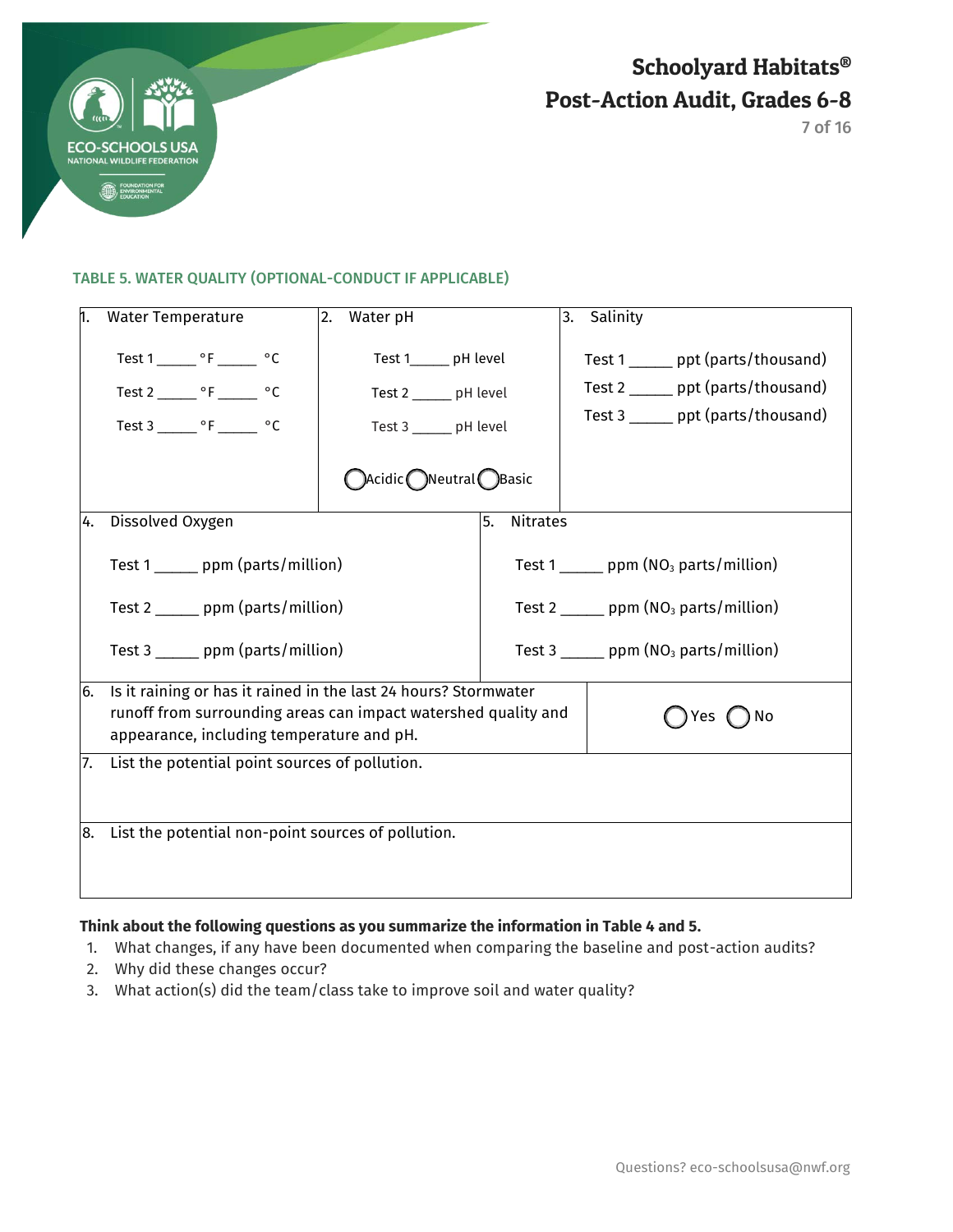### TABLE 5. WATER QUALITY (OPTIONAL-CONDUCT IF APPLICABLE)

| 1. Water Temperature | 2. Water pH | 3. Salinity |
|---|---|---|
| Test 1 _____ °F _____ °C<br>Test 2 _____ °F _____ °C<br>Test 3 _____ °F _____ °C | Test 1_____ pH level<br>Test 2 _____ pH level<br>Test 3 _____ pH level<br>◯ Acidic ◯ Neutral ◯ Basic | Test 1 _____ ppt (parts/thousand)<br>Test 2 _____ ppt (parts/thousand)<br>Test 3 _____ ppt (parts/thousand) |

| 4. Dissolved Oxygen | 5. Nitrates |
|---|---|
| Test 1 _____ ppm (parts/million)<br>Test 2 _____ ppm (parts/million)<br>Test 3 _____ ppm (parts/million) | Test 1 _____ ppm ($NO_3$ parts/million)<br>Test 2 _____ ppm ($NO_3$ parts/million)<br>Test 3 _____ ppm ($NO_3$ parts/million) |

| 6. Is it raining or has it rained in the last 24 hours? Stormwater runoff from surrounding areas can impact watershed quality and appearance, including temperature and pH. | ◯ Yes ◯ No |
|---|---|
| 7. List the potential point sources of pollution. | |
| 8. List the potential non-point sources of pollution. | |

**Think about the following questions as you summarize the information in Table 4 and 5.**

1. What changes, if any have been documented when comparing the baseline and post-action audits?
2. Why did these changes occur?
3. What action(s) did the team/class take to improve soil and water quality?

Questions? eco-schoolsusa@nwf.org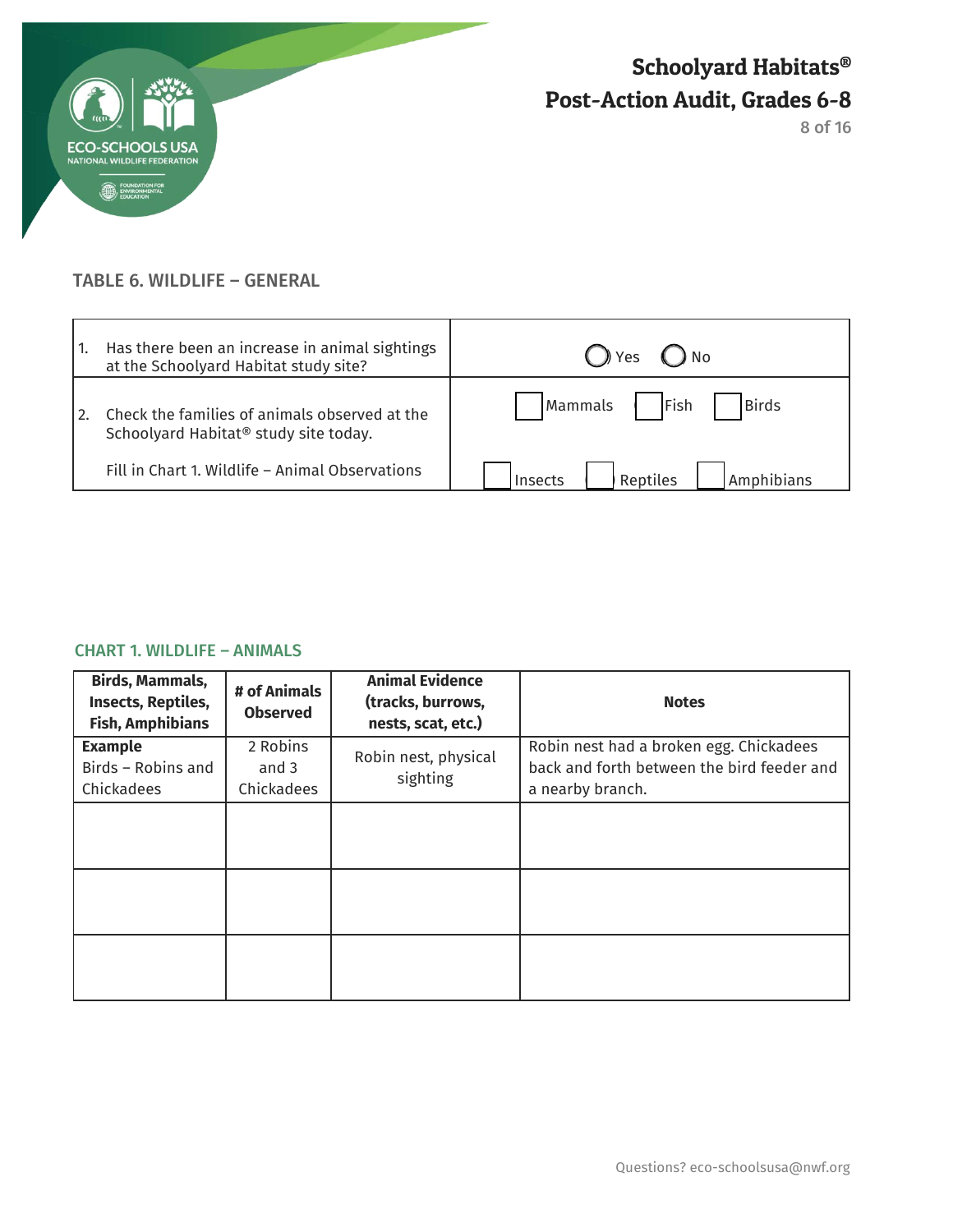## TABLE 6. WILDLIFE – GENERAL

| | |
|---|---|
| 1. Has there been an increase in animal sightings at the Schoolyard Habitat study site? | ◯ Yes ◯ No |
| 2. Check the families of animals observed at the Schoolyard Habitat® study site today.<br><br>Fill in Chart 1. Wildlife – Animal Observations | ☐ Mammals ☐ Fish ☐ Birds<br><br>☐ Insects ☐ Reptiles ☐ Amphibians |

## CHART 1. WILDLIFE – ANIMALS

| Birds, Mammals, Insects, Reptiles, Fish, Amphibians | # of Animals Observed | Animal Evidence (tracks, burrows, nests, scat, etc.) | Notes |
|---|---|---|---|
| **Example** Birds – Robins and Chickadees | 2 Robins and 3 Chickadees | Robin nest, physical sighting | Robin nest had a broken egg. Chickadees back and forth between the bird feeder and a nearby branch. |
| | | | |
| | | | |
| | | | |

Questions? eco-schoolsusa@nwf.org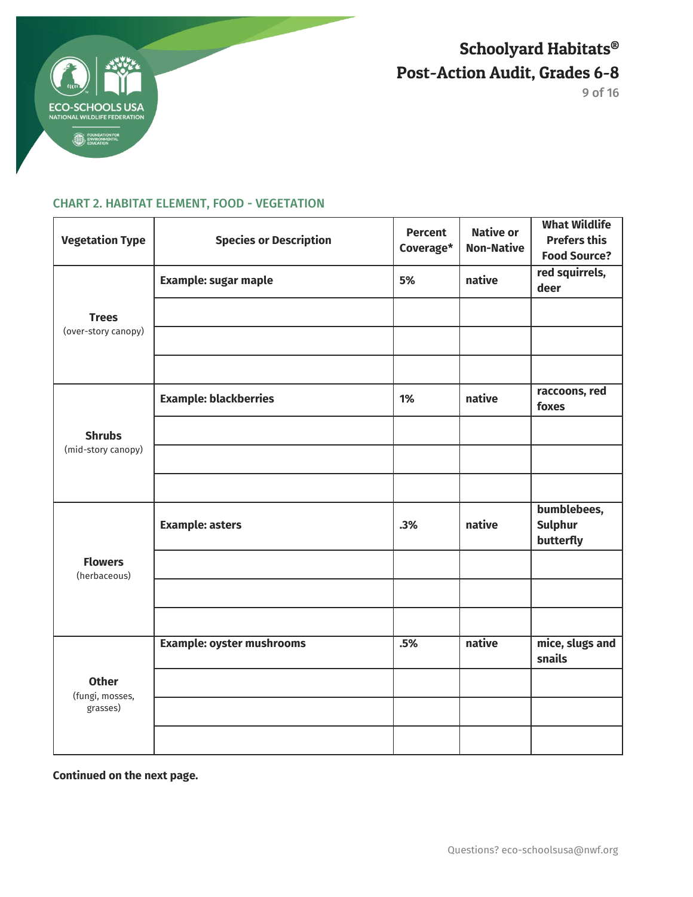### CHART 2. HABITAT ELEMENT, FOOD - VEGETATION

| Vegetation Type | Species or Description | Percent Coverage* | Native or Non-Native | What Wildlife Prefers this Food Source? |
|---|---|---|---|---|
| **Trees** (over-story canopy) | **Example: sugar maple** | **5%** | **native** | **red squirrels, deer** |
| | | | | |
| | | | | |
| | | | | |
| **Shrubs** (mid-story canopy) | **Example: blackberries** | **1%** | **native** | **raccoons, red foxes** |
| | | | | |
| | | | | |
| | | | | |
| **Flowers** (herbaceous) | **Example: asters** | **.3%** | **native** | **bumblebees, Sulphur butterfly** |
| | | | | |
| | | | | |
| | | | | |
| **Other** (fungi, mosses, grasses) | **Example: oyster mushrooms** | **.5%** | **native** | **mice, slugs and snails** |
| | | | | |
| | | | | |
| | | | | |

**Continued on the next page.**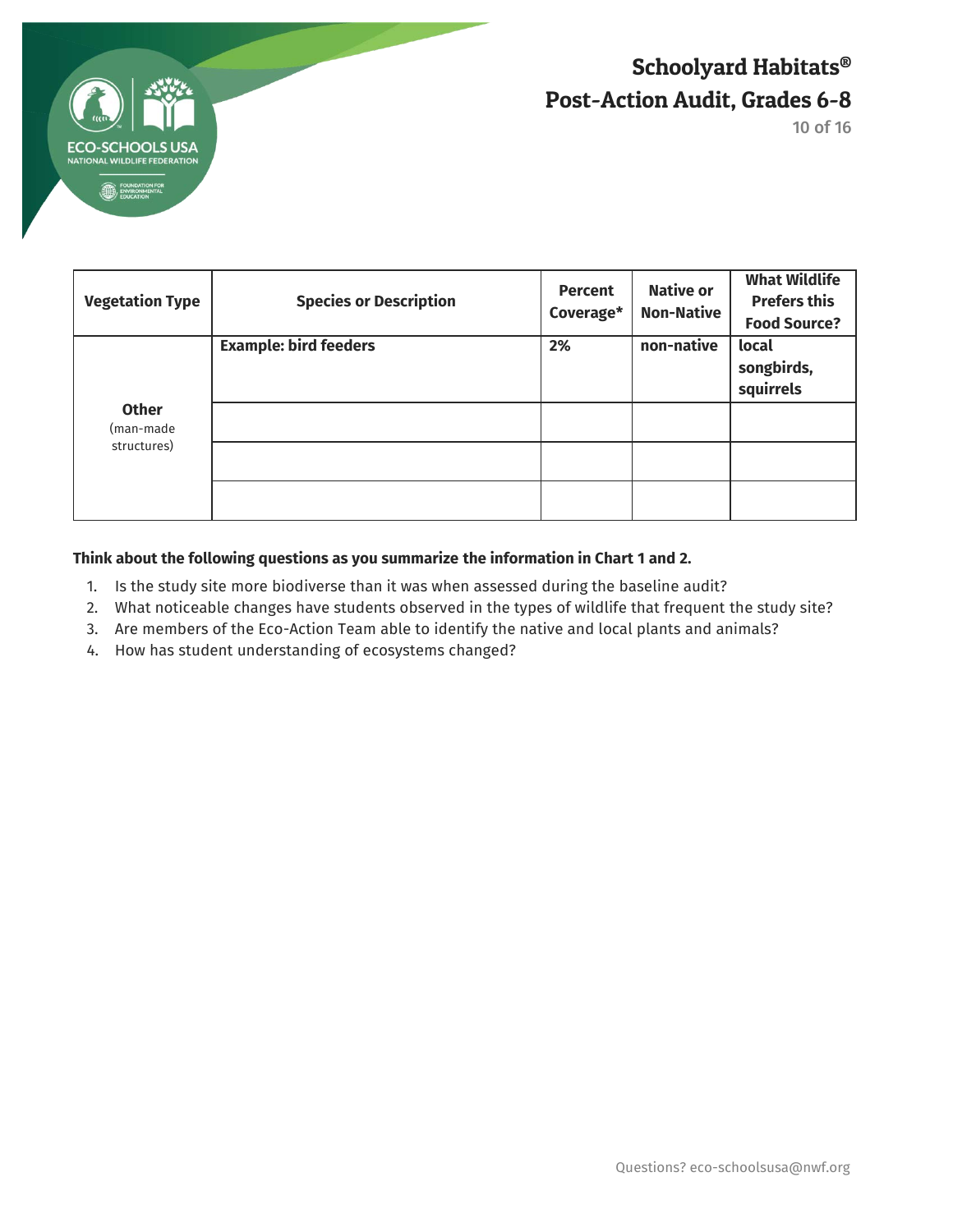| Vegetation Type | Species or Description | Percent Coverage* | Native or Non-Native | What Wildlife Prefers this Food Source? |
|---|---|---|---|---|
| **Other** (man-made structures) | **Example: bird feeders** | **2%** | **non-native** | **local songbirds, squirrels** |
| | | | | |
| | | | | |
| | | | | |

**Think about the following questions as you summarize the information in Chart 1 and 2.**

1. Is the study site more biodiverse than it was when assessed during the baseline audit?
2. What noticeable changes have students observed in the types of wildlife that frequent the study site?
3. Are members of the Eco-Action Team able to identify the native and local plants and animals?
4. How has student understanding of ecosystems changed?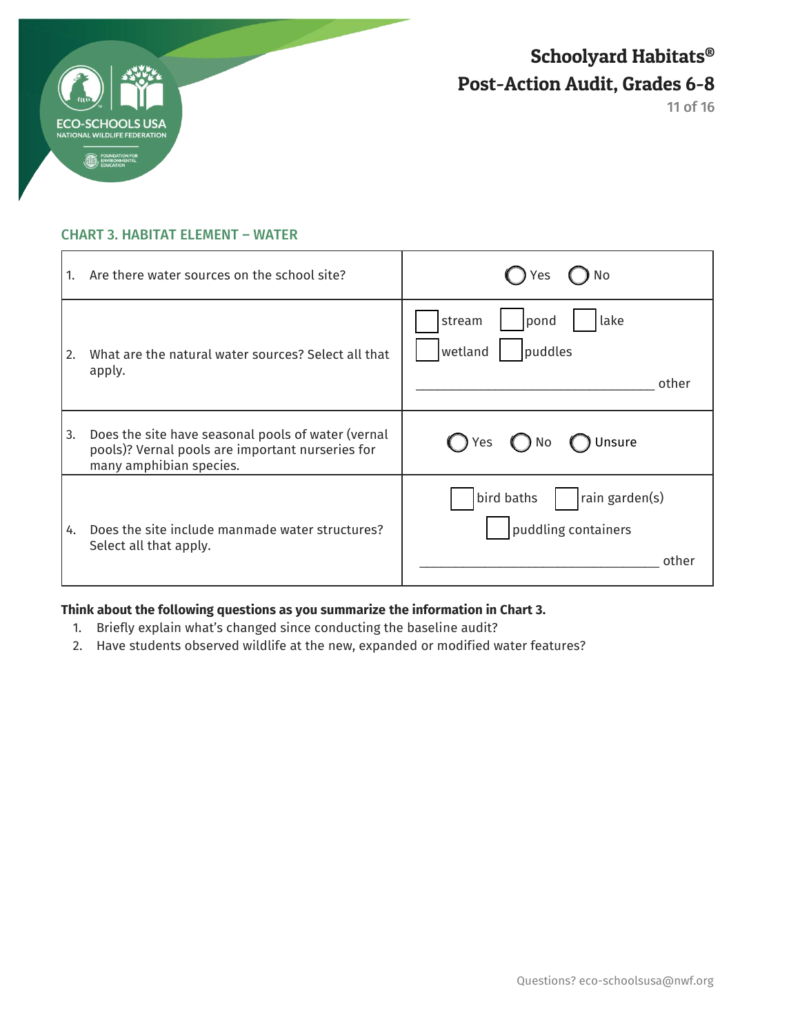# Schoolyard Habitats®
## Post-Action Audit, Grades 6-8

### CHART 3. HABITAT ELEMENT – WATER

| | |
|---|---|
| 1. Are there water sources on the school site? | ◯ Yes ◯ No |
| 2. What are the natural water sources? Select all that apply. | ☐ stream ☐ pond ☐ lake<br>☐ wetland ☐ puddles<br>_________________________ other |
| 3. Does the site have seasonal pools of water (vernal pools)? Vernal pools are important nurseries for many amphibian species. | ◯ Yes ◯ No ◯ Unsure |
| 4. Does the site include manmade water structures? Select all that apply. | ☐ bird baths ☐ rain garden(s)<br>☐ puddling containers<br>_________________________ other |

**Think about the following questions as you summarize the information in Chart 3.**

1. Briefly explain what's changed since conducting the baseline audit?
2. Have students observed wildlife at the new, expanded or modified water features?

Questions? eco-schoolsusa@nwf.org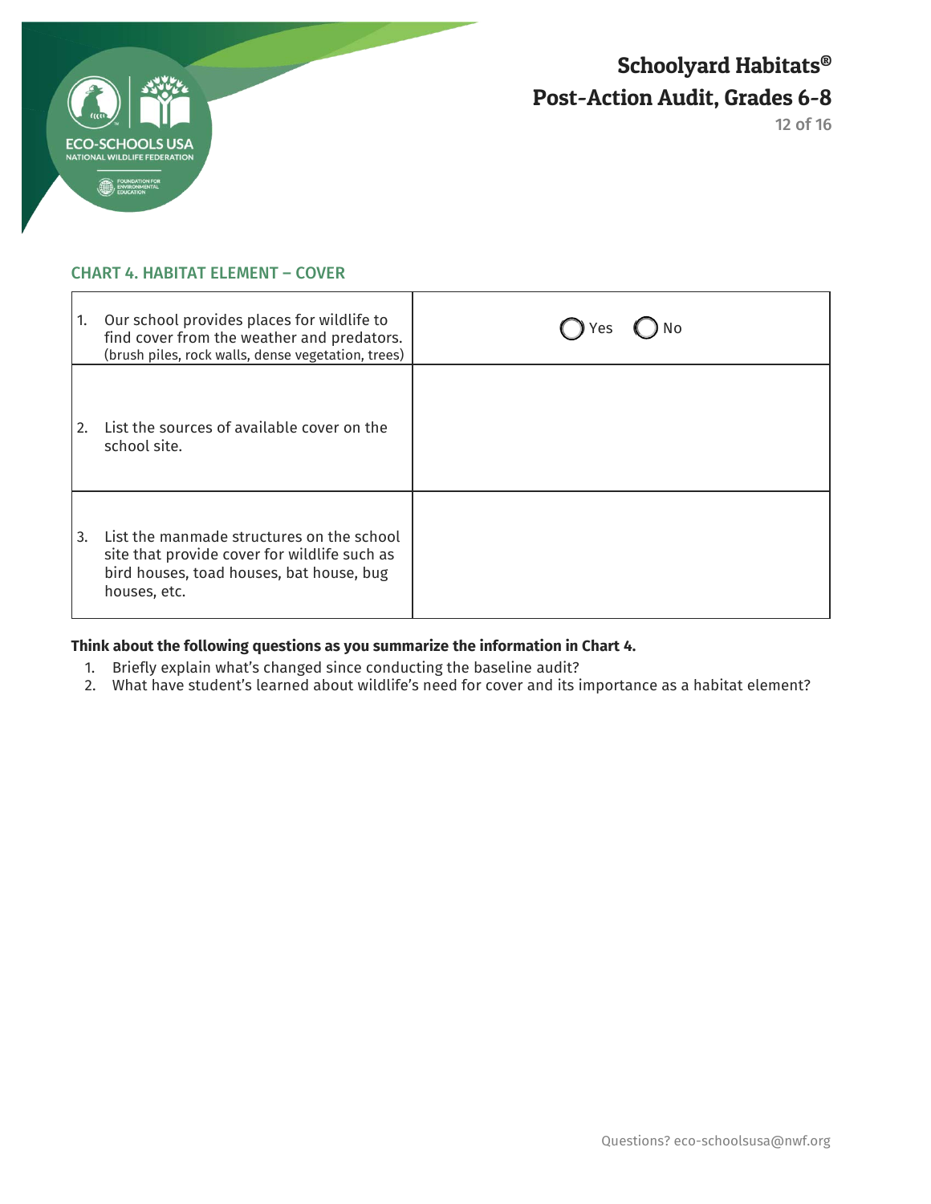# Schoolyard Habitats®
## Post-Action Audit, Grades 6-8

### CHART 4. HABITAT ELEMENT – COVER

| | |
|---|---|
| 1. Our school provides places for wildlife to find cover from the weather and predators. (brush piles, rock walls, dense vegetation, trees) | ◯ Yes ◯ No |
| 2. List the sources of available cover on the school site. | |
| 3. List the manmade structures on the school site that provide cover for wildlife such as bird houses, toad houses, bat house, bug houses, etc. | |

**Think about the following questions as you summarize the information in Chart 4.**

1. Briefly explain what's changed since conducting the baseline audit?
2. What have student's learned about wildlife's need for cover and its importance as a habitat element?

Questions? eco-schoolsusa@nwf.org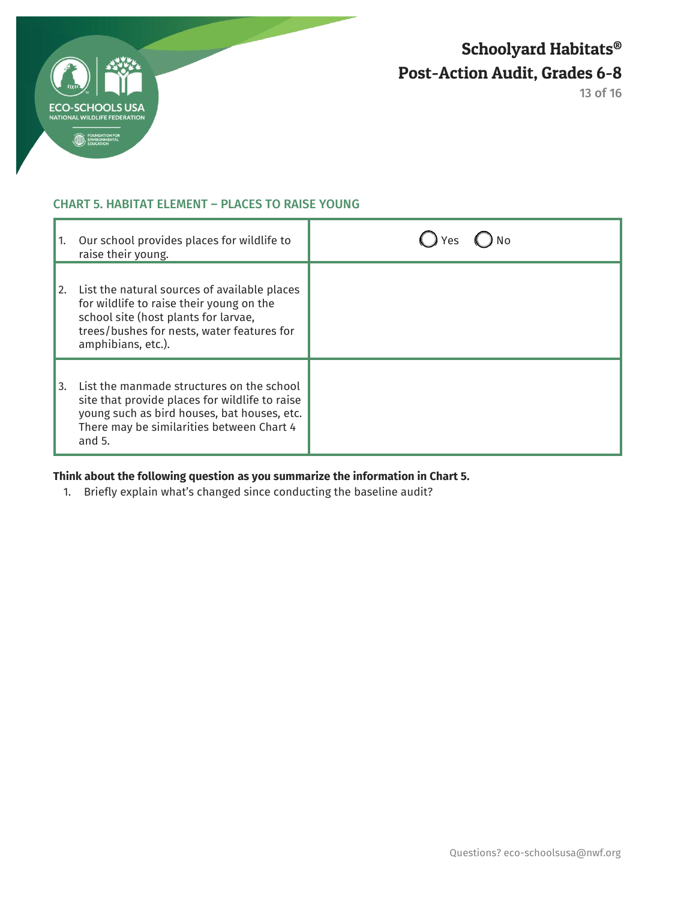## CHART 5. HABITAT ELEMENT – PLACES TO RAISE YOUNG

| | |
|---|---|
| 1. Our school provides places for wildlife to raise their young. | ◯ Yes ◯ No |
| 2. List the natural sources of available places for wildlife to raise their young on the school site (host plants for larvae, trees/bushes for nests, water features for amphibians, etc.). | |
| 3. List the manmade structures on the school site that provide places for wildlife to raise young such as bird houses, bat houses, etc. There may be similarities between Chart 4 and 5. | |

**Think about the following question as you summarize the information in Chart 5.**

1. Briefly explain what's changed since conducting the baseline audit?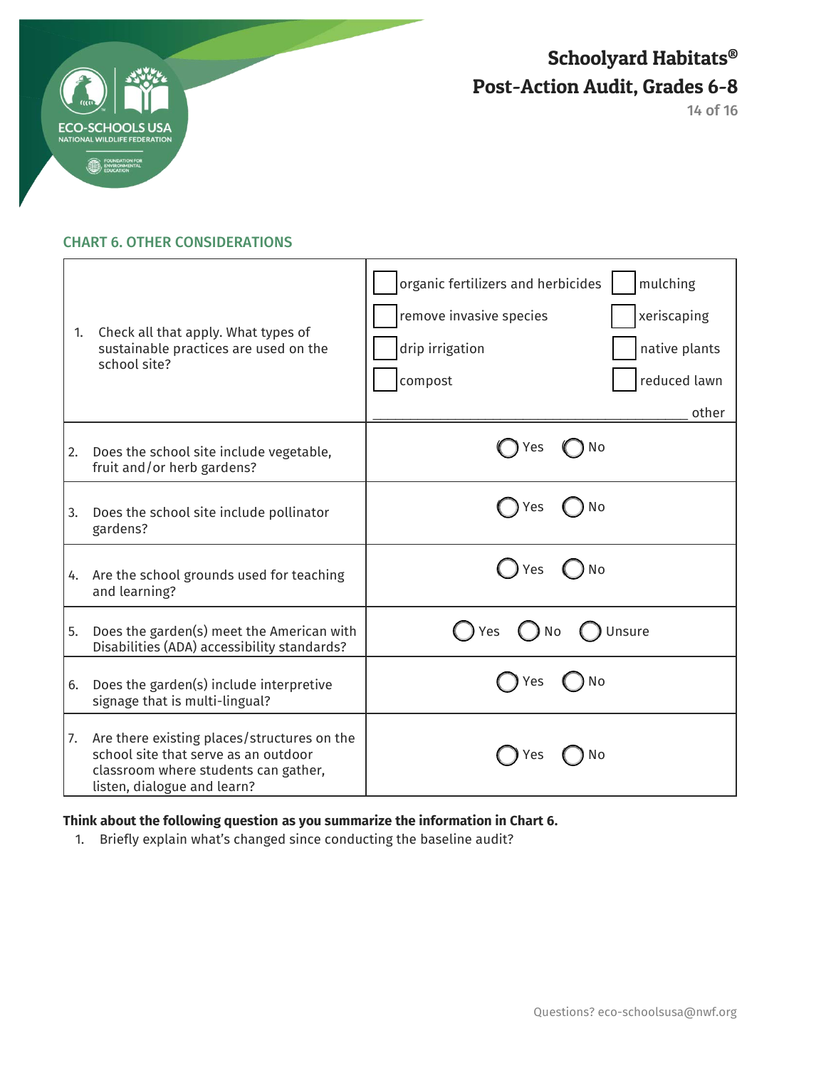## CHART 6. OTHER CONSIDERATIONS

| Question | Response |
|---|---|
| 1. Check all that apply. What types of sustainable practices are used on the school site? | ☐ organic fertilizers and herbicides ☐ mulching ☐ remove invasive species ☐ xeriscaping ☐ drip irrigation ☐ native plants ☐ compost ☐ reduced lawn ________________ other |
| 2. Does the school site include vegetable, fruit and/or herb gardens? | ◯ Yes ◯ No |
| 3. Does the school site include pollinator gardens? | ◯ Yes ◯ No |
| 4. Are the school grounds used for teaching and learning? | ◯ Yes ◯ No |
| 5. Does the garden(s) meet the American with Disabilities (ADA) accessibility standards? | ◯ Yes ◯ No ◯ Unsure |
| 6. Does the garden(s) include interpretive signage that is multi-lingual? | ◯ Yes ◯ No |
| 7. Are there existing places/structures on the school site that serve as an outdoor classroom where students can gather, listen, dialogue and learn? | ◯ Yes ◯ No |

**Think about the following question as you summarize the information in Chart 6.**

1. Briefly explain what's changed since conducting the baseline audit?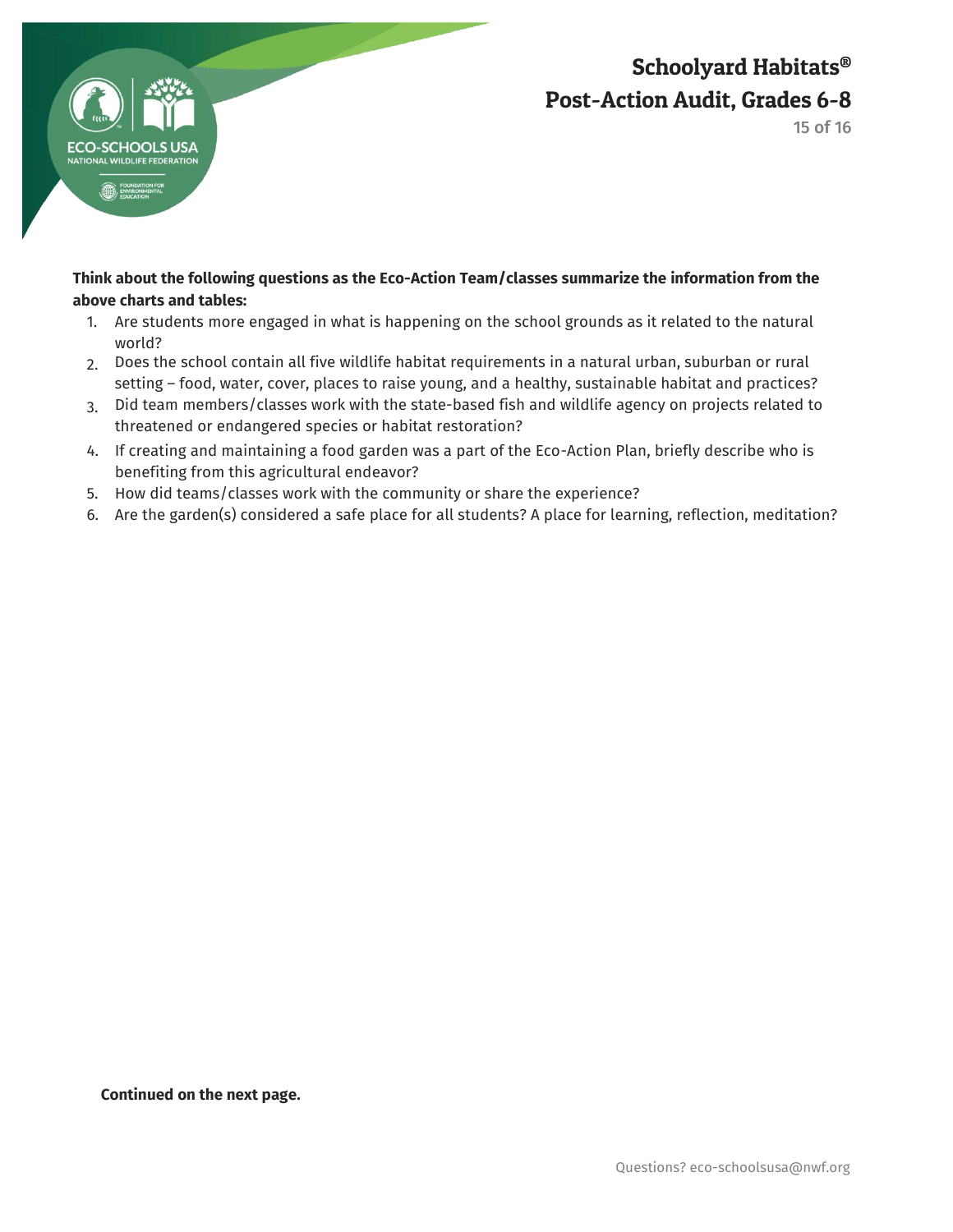**Think about the following questions as the Eco-Action Team/classes summarize the information from the above charts and tables:**

1. Are students more engaged in what is happening on the school grounds as it related to the natural world?
2. Does the school contain all five wildlife habitat requirements in a natural urban, suburban or rural setting – food, water, cover, places to raise young, and a healthy, sustainable habitat and practices?
3. Did team members/classes work with the state-based fish and wildlife agency on projects related to threatened or endangered species or habitat restoration?
4. If creating and maintaining a food garden was a part of the Eco-Action Plan, briefly describe who is benefiting from this agricultural endeavor?
5. How did teams/classes work with the community or share the experience?
6. Are the garden(s) considered a safe place for all students? A place for learning, reflection, meditation?

**Continued on the next page.**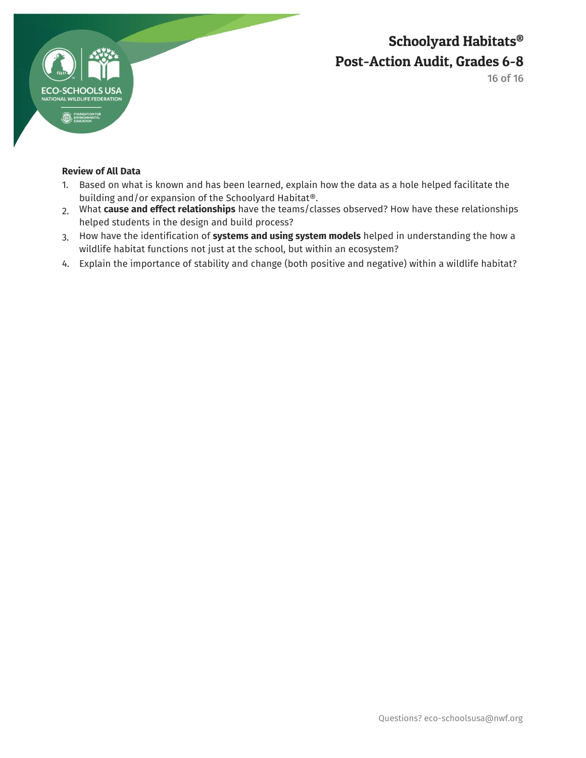**Review of All Data**

1. Based on what is known and has been learned, explain how the data as a hole helped facilitate the building and/or expansion of the Schoolyard Habitat®.
2. What **cause and effect relationships** have the teams/classes observed? How have these relationships helped students in the design and build process?
3. How have the identification of **systems and using system models** helped in understanding the how a wildlife habitat functions not just at the school, but within an ecosystem?
4. Explain the importance of stability and change (both positive and negative) within a wildlife habitat?